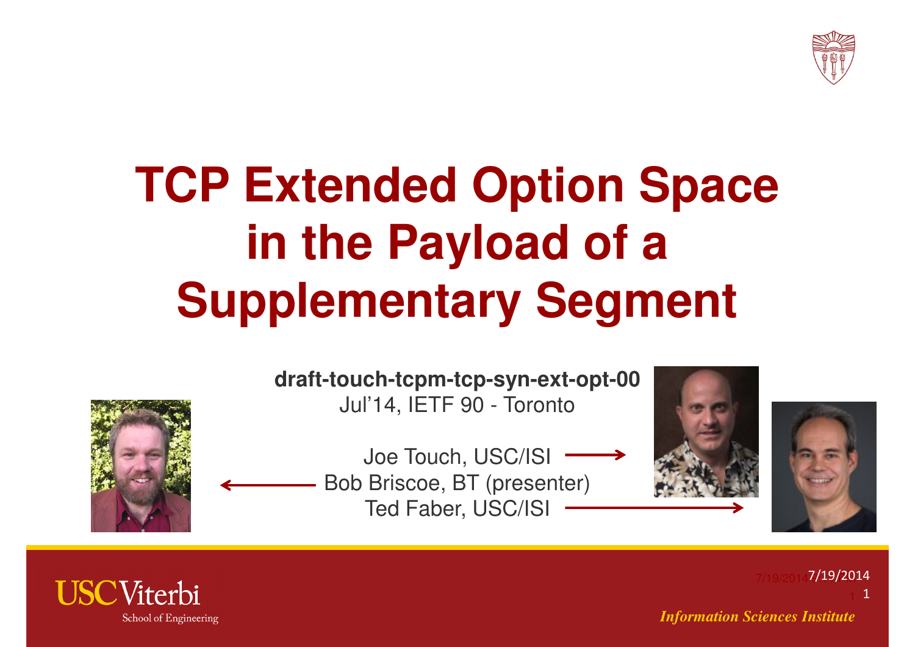# TCP Extended Option Space in the Payload of a Supplementary Segment

**draft-touch-tcpm-tcp-syn-ext-opt-00**

Jul'14, IETF 90 - Toronto

Joe Touch, USC/ISI

Bob Briscoe, BT (presenter)

Ted Faber, USC/ISI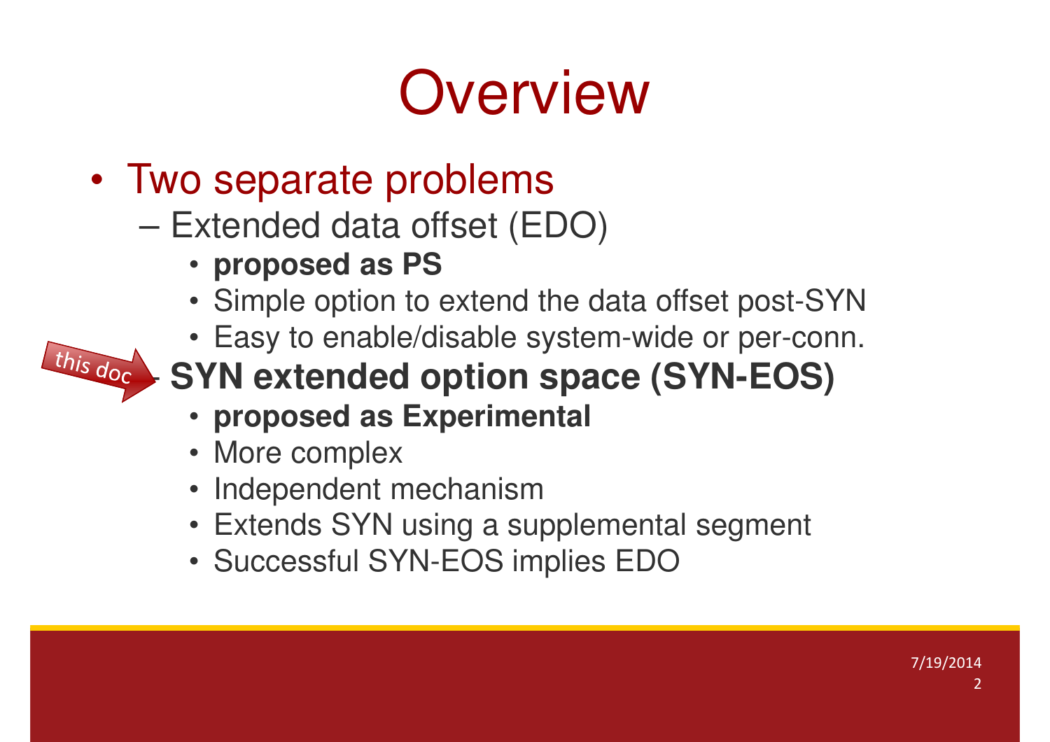# Overview

- Two separate problems
  - Extended data offset (EDO)
    - **proposed as PS**
    - Simple option to extend the data offset post-SYN
    - Easy to enable/disable system-wide or per-conn.
  - this doc → **SYN extended option space (SYN-EOS)**
    - **proposed as Experimental**
    - More complex
    - Independent mechanism
    - Extends SYN using a supplemental segment
    - Successful SYN-EOS implies EDO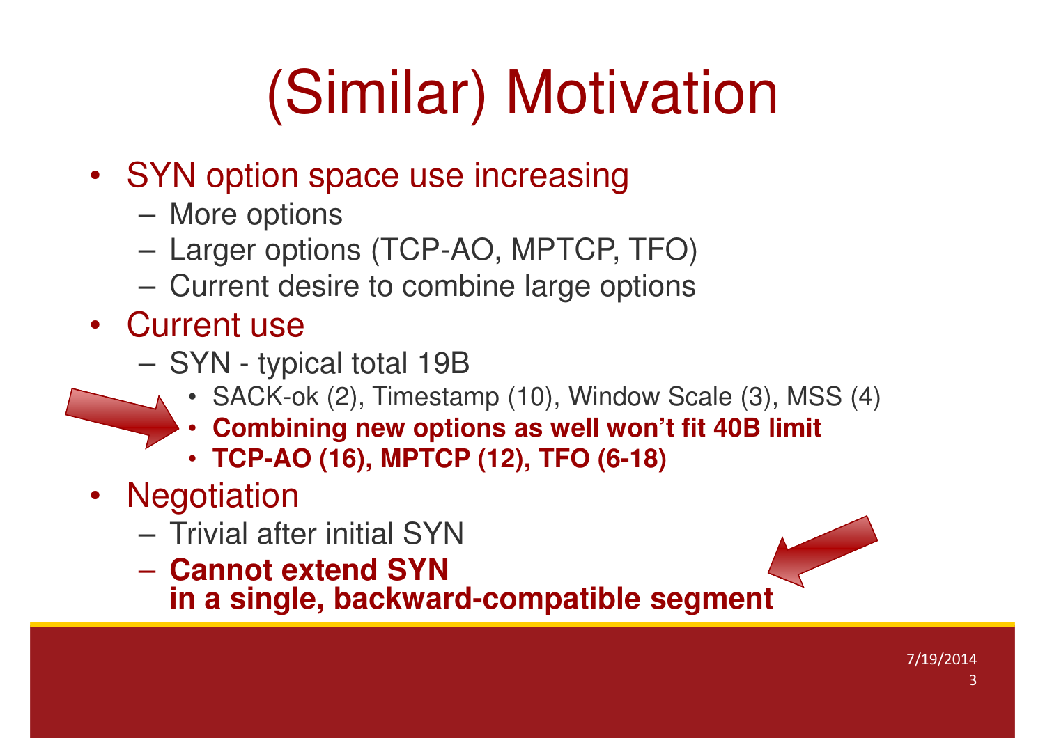# (Similar) Motivation

- SYN option space use increasing
  - More options
  - Larger options (TCP-AO, MPTCP, TFO)
  - Current desire to combine large options
- Current use
  - SYN - typical total 19B
    - SACK-ok (2), Timestamp (10), Window Scale (3), MSS (4)
    - **Combining new options as well won't fit 40B limit**
    - **TCP-AO (16), MPTCP (12), TFO (6-18)**
- Negotiation
  - Trivial after initial SYN
  - **Cannot extend SYN in a single, backward-compatible segment**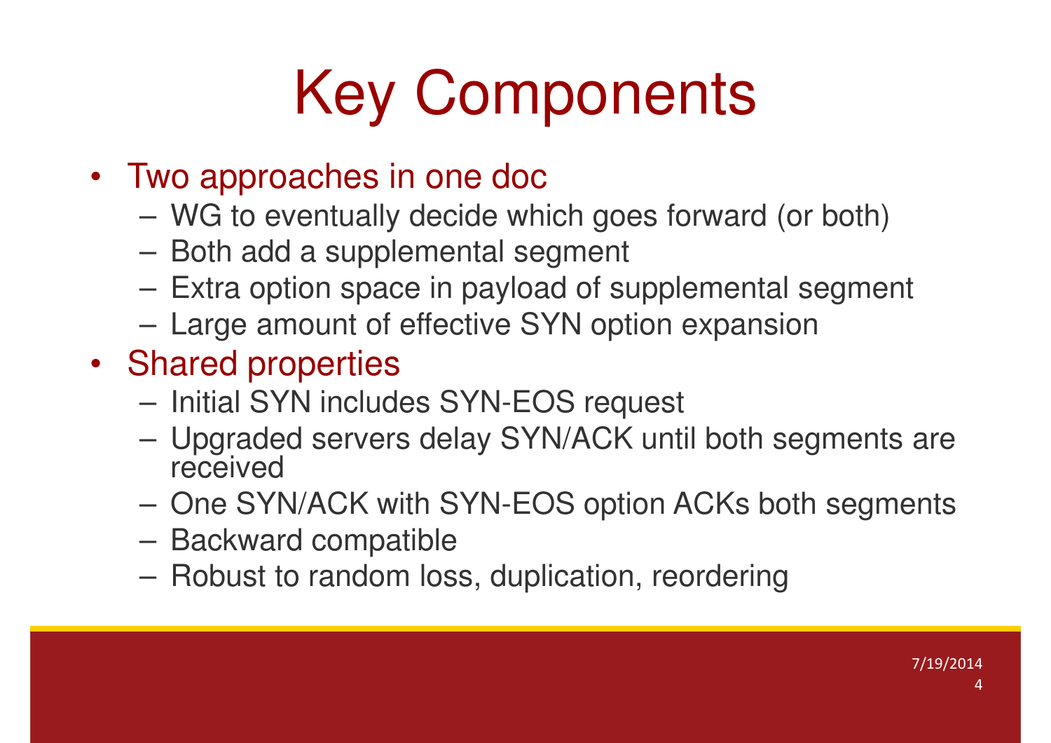# Key Components

- Two approaches in one doc
  - WG to eventually decide which goes forward (or both)
  - Both add a supplemental segment
  - Extra option space in payload of supplemental segment
  - Large amount of effective SYN option expansion
- Shared properties
  - Initial SYN includes SYN-EOS request
  - Upgraded servers delay SYN/ACK until both segments are received
  - One SYN/ACK with SYN-EOS option ACKs both segments
  - Backward compatible
  - Robust to random loss, duplication, reordering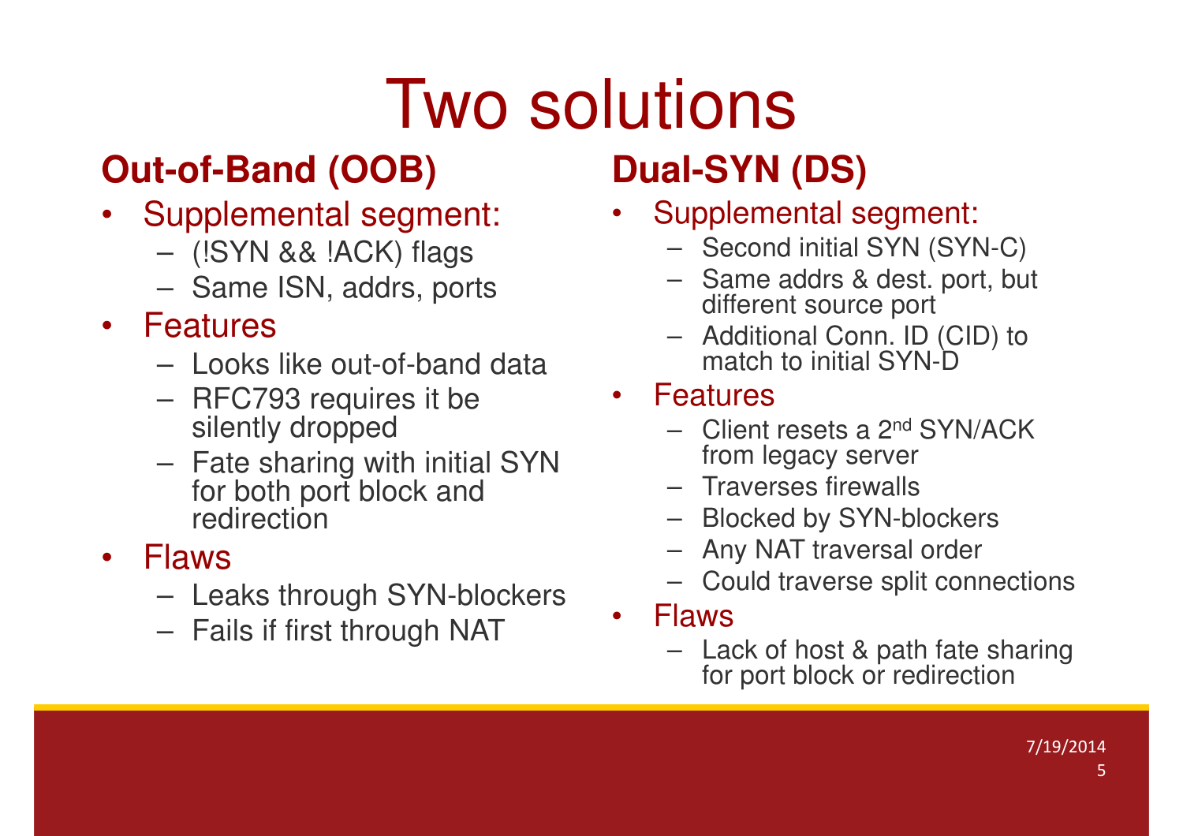# Two solutions

## Out-of-Band (OOB)

- Supplemental segment:
  - (!SYN && !ACK) flags
  - Same ISN, addrs, ports
- Features
  - Looks like out-of-band data
  - RFC793 requires it be silently dropped
  - Fate sharing with initial SYN for both port block and redirection
- Flaws
  - Leaks through SYN-blockers
  - Fails if first through NAT

## Dual-SYN (DS)

- Supplemental segment:
  - Second initial SYN (SYN-C)
  - Same addrs & dest. port, but different source port
  - Additional Conn. ID (CID) to match to initial SYN-D
- Features
  - Client resets a 2nd SYN/ACK from legacy server
  - Traverses firewalls
  - Blocked by SYN-blockers
  - Any NAT traversal order
  - Could traverse split connections
- Flaws
  - Lack of host & path fate sharing for port block or redirection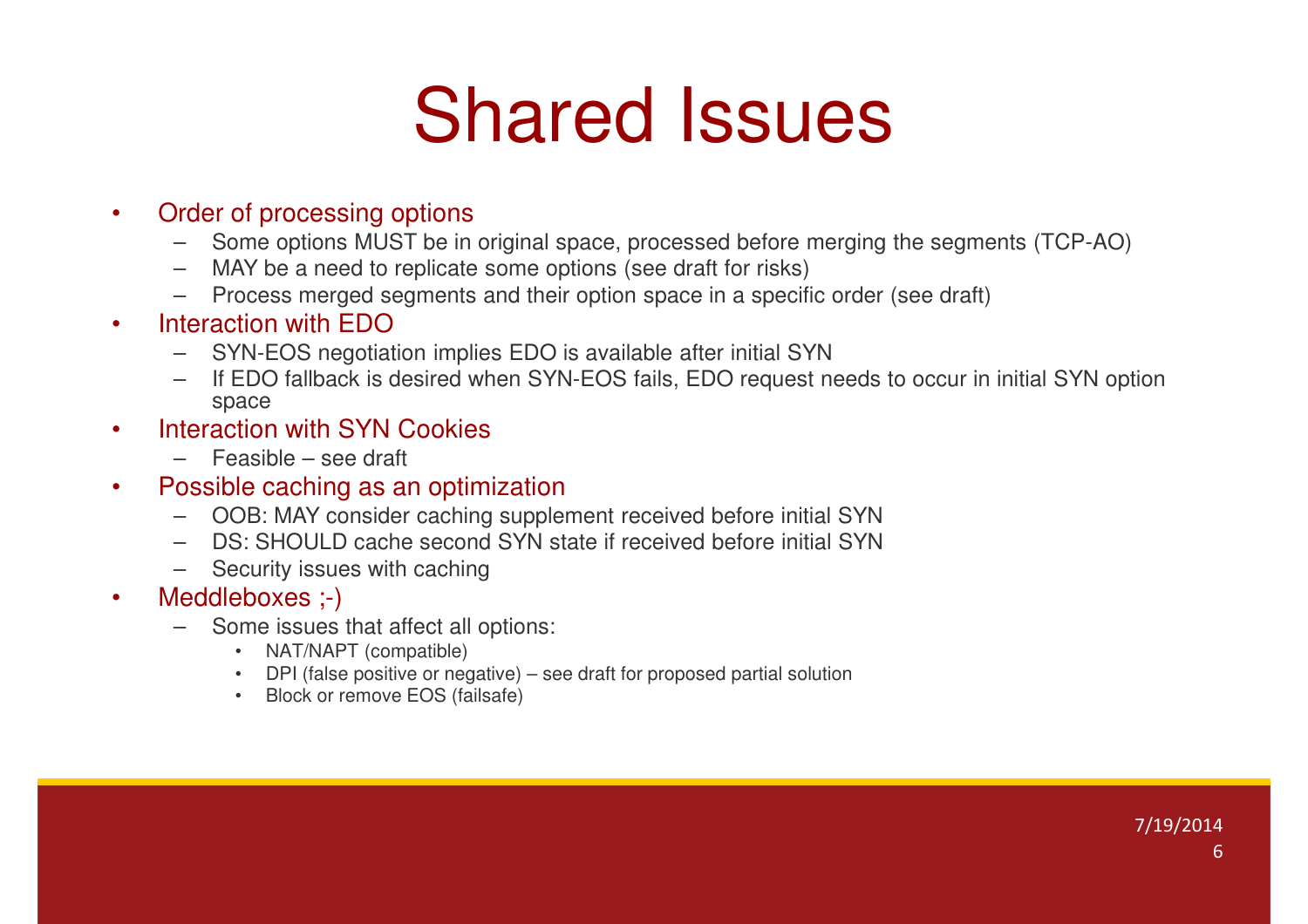# Shared Issues

- Order of processing options
  - Some options MUST be in original space, processed before merging the segments (TCP-AO)
  - MAY be a need to replicate some options (see draft for risks)
  - Process merged segments and their option space in a specific order (see draft)
- Interaction with EDO
  - SYN-EOS negotiation implies EDO is available after initial SYN
  - If EDO fallback is desired when SYN-EOS fails, EDO request needs to occur in initial SYN option space
- Interaction with SYN Cookies
  - Feasible – see draft
- Possible caching as an optimization
  - OOB: MAY consider caching supplement received before initial SYN
  - DS: SHOULD cache second SYN state if received before initial SYN
  - Security issues with caching
- Meddleboxes ;-)
  - Some issues that affect all options:
    - NAT/NAPT (compatible)
    - DPI (false positive or negative) – see draft for proposed partial solution
    - Block or remove EOS (failsafe)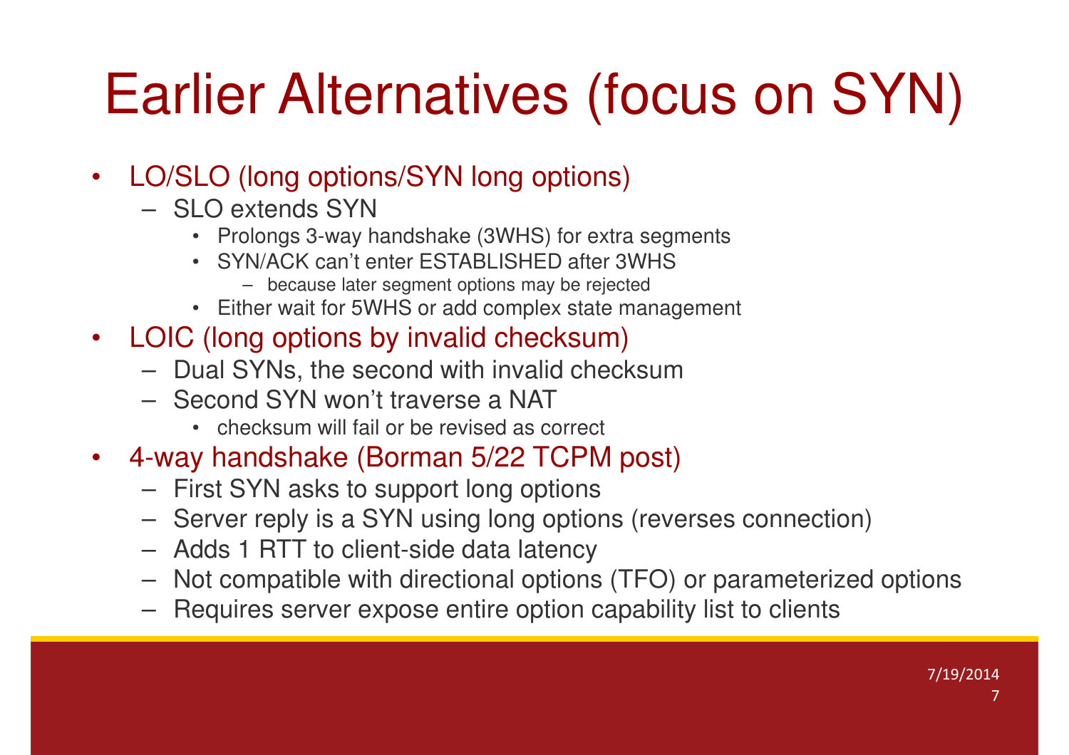# Earlier Alternatives (focus on SYN)

- LO/SLO (long options/SYN long options)
  - SLO extends SYN
    - Prolongs 3-way handshake (3WHS) for extra segments
    - SYN/ACK can't enter ESTABLISHED after 3WHS
      - because later segment options may be rejected
    - Either wait for 5WHS or add complex state management
- LOIC (long options by invalid checksum)
  - Dual SYNs, the second with invalid checksum
  - Second SYN won't traverse a NAT
    - checksum will fail or be revised as correct
- 4-way handshake (Borman 5/22 TCPM post)
  - First SYN asks to support long options
  - Server reply is a SYN using long options (reverses connection)
  - Adds 1 RTT to client-side data latency
  - Not compatible with directional options (TFO) or parameterized options
  - Requires server expose entire option capability list to clients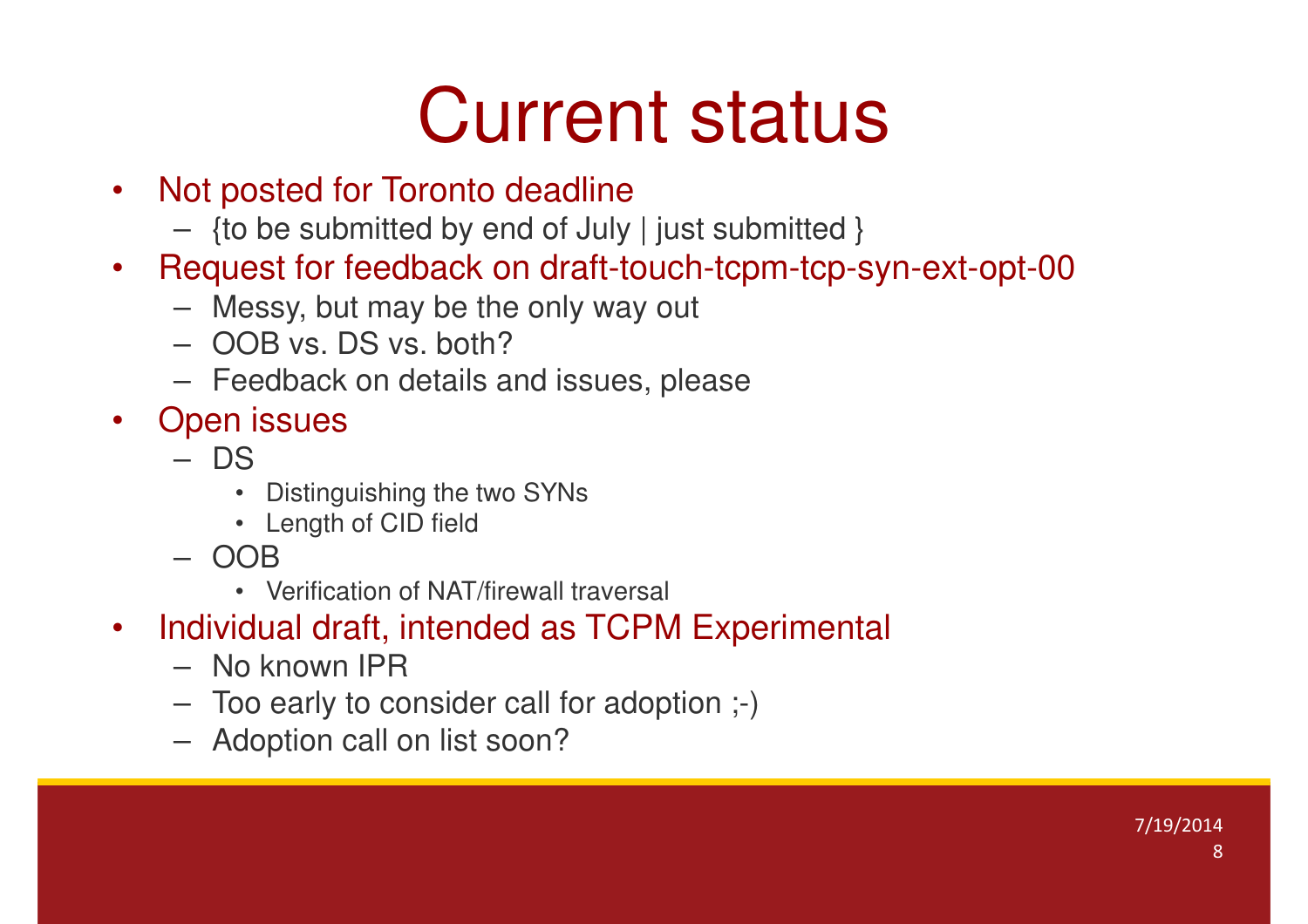# Current status

- Not posted for Toronto deadline
  - {to be submitted by end of July | just submitted }
- Request for feedback on draft-touch-tcpm-tcp-syn-ext-opt-00
  - Messy, but may be the only way out
  - OOB vs. DS vs. both?
  - Feedback on details and issues, please
- Open issues
  - DS
    - Distinguishing the two SYNs
    - Length of CID field
  - OOB
    - Verification of NAT/firewall traversal
- Individual draft, intended as TCPM Experimental
  - No known IPR
  - Too early to consider call for adoption ;-)
  - Adoption call on list soon?